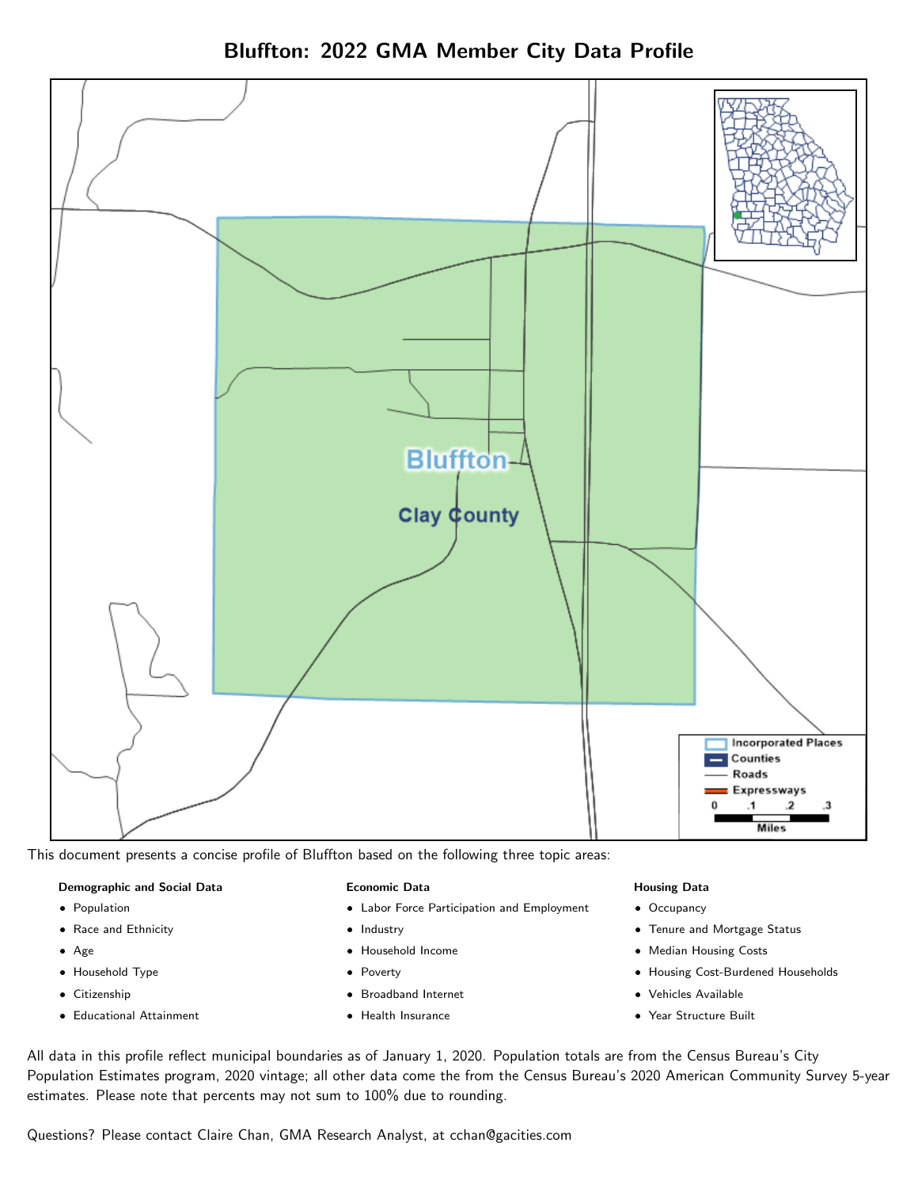# Bluffton: 2022 GMA Member City Data Profile

This document presents a concise profile of Bluffton based on the following three topic areas:

**Demographic and Social Data**

- Population
- Race and Ethnicity
- Age
- Household Type
- Citizenship
- Educational Attainment

**Economic Data**

- Labor Force Participation and Employment
- Industry
- Household Income
- Poverty
- Broadband Internet
- Health Insurance

**Housing Data**

- Occupancy
- Tenure and Mortgage Status
- Median Housing Costs
- Housing Cost-Burdened Households
- Vehicles Available
- Year Structure Built

All data in this profile reflect municipal boundaries as of January 1, 2020. Population totals are from the Census Bureau's City Population Estimates program, 2020 vintage; all other data come the from the Census Bureau's 2020 American Community Survey 5-year estimates. Please note that percents may not sum to 100% due to rounding.

Questions? Please contact Claire Chan, GMA Research Analyst, at cchan@gacities.com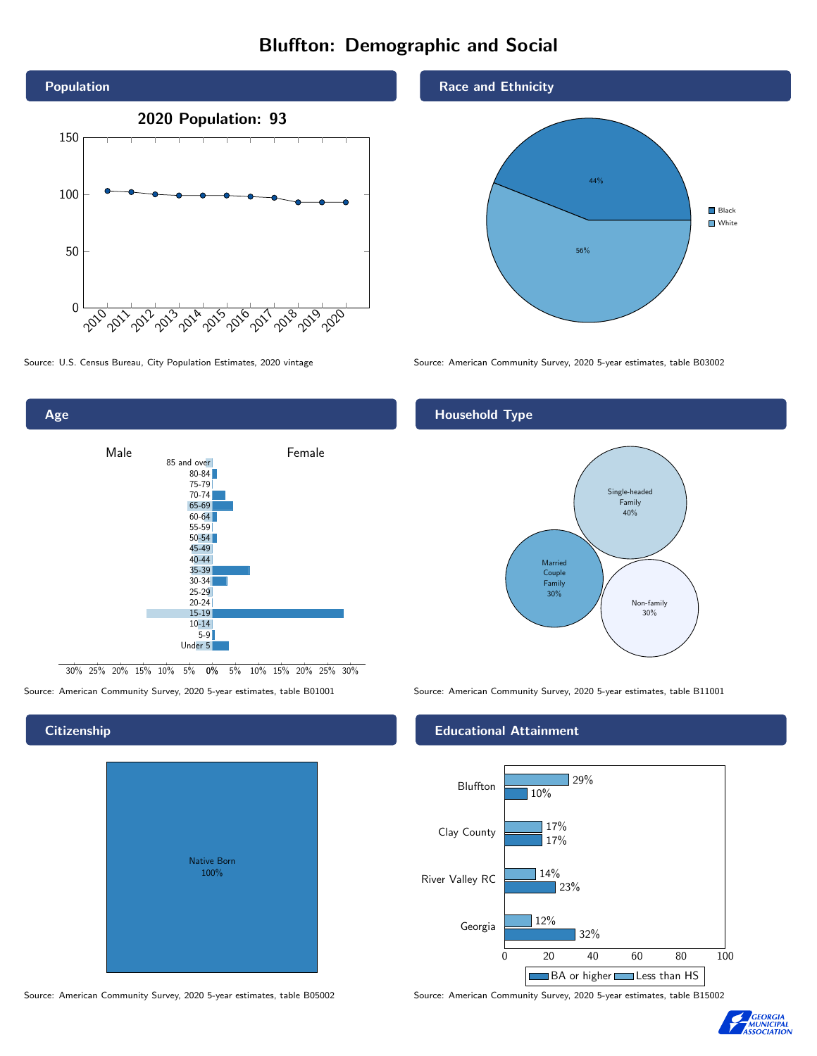# Bluffton: Demographic and Social

## Population

**2020 Population: 93**

| Year | Population |
|---|---|
| 2010 | 103 |
| 2011 | 102 |
| 2012 | 100 |
| 2013 | 99 |
| 2014 | 99 |
| 2015 | 99 |
| 2016 | 98 |
| 2017 | 97 |
| 2018 | 93 |
| 2019 | 93 |
| 2020 | 93 |

Source: U.S. Census Bureau, City Population Estimates, 2020 vintage

## Race and Ethnicity

| Race | Percent |
|---|---|
| Black | 44% |
| White | 56% |

Source: American Community Survey, 2020 5-year estimates, table B03002

## Age

Male / Female

Age groups: 85 and over, 80-84, 75-79, 70-74, 65-69, 60-64, 55-59, 50-54, 45-49, 40-44, 35-39, 30-34, 25-29, 20-24, 15-19, 10-14, 5-9, Under 5

Source: American Community Survey, 2020 5-year estimates, table B01001

## Household Type

| Household Type | Percent |
|---|---|
| Single-headed Family | 40% |
| Married Couple Family | 30% |
| Non-family | 30% |

Source: American Community Survey, 2020 5-year estimates, table B11001

## Citizenship

| Citizenship | Percent |
|---|---|
| Native Born | 100% |

Source: American Community Survey, 2020 5-year estimates, table B05002

## Educational Attainment

| Area | Less than HS | BA or higher |
|---|---|---|
| Bluffton | 29% | 10% |
| Clay County | 17% | 17% |
| River Valley RC | 14% | 23% |
| Georgia | 12% | 32% |

Source: American Community Survey, 2020 5-year estimates, table B15002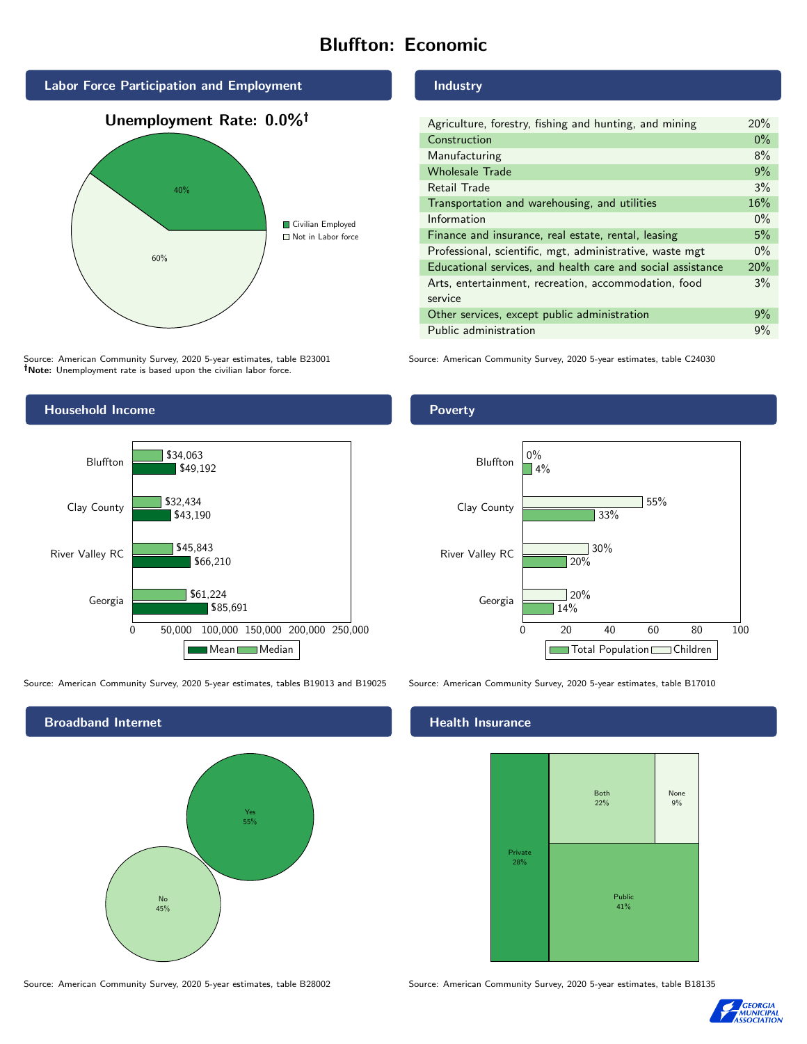# Bluffton: Economic

## Labor Force Participation and Employment

**Unemployment Rate: 0.0%†**

| Category | Percent |
|---|---|
| Civilian Employed | 40% |
| Not in Labor force | 60% |

Source: American Community Survey, 2020 5-year estimates, table B23001
**†Note:** Unemployment rate is based upon the civilian labor force.

## Industry

| Industry | Percent |
|---|---|
| Agriculture, forestry, fishing and hunting, and mining | 20% |
| Construction | 0% |
| Manufacturing | 8% |
| Wholesale Trade | 9% |
| Retail Trade | 3% |
| Transportation and warehousing, and utilities | 16% |
| Information | 0% |
| Finance and insurance, real estate, rental, leasing | 5% |
| Professional, scientific, mgt, administrative, waste mgt | 0% |
| Educational services, and health care and social assistance | 20% |
| Arts, entertainment, recreation, accommodation, food service | 3% |
| Other services, except public administration | 9% |
| Public administration | 9% |

Source: American Community Survey, 2020 5-year estimates, table C24030

## Household Income

| Area | Median | Mean |
|---|---|---|
| Bluffton | $34,063 | $49,192 |
| Clay County | $32,434 | $43,190 |
| River Valley RC | $45,843 | $66,210 |
| Georgia | $61,224 | $85,691 |

Source: American Community Survey, 2020 5-year estimates, tables B19013 and B19025

## Poverty

| Area | Children | Total Population |
|---|---|---|
| Bluffton | 0% | 4% |
| Clay County | 55% | 33% |
| River Valley RC | 30% | 20% |
| Georgia | 20% | 14% |

Source: American Community Survey, 2020 5-year estimates, table B17010

## Broadband Internet

| Response | Percent |
|---|---|
| Yes | 55% |
| No | 45% |

Source: American Community Survey, 2020 5-year estimates, table B28002

## Health Insurance

| Type | Percent |
|---|---|
| Private | 28% |
| Both | 22% |
| None | 9% |
| Public | 41% |

Source: American Community Survey, 2020 5-year estimates, table B18135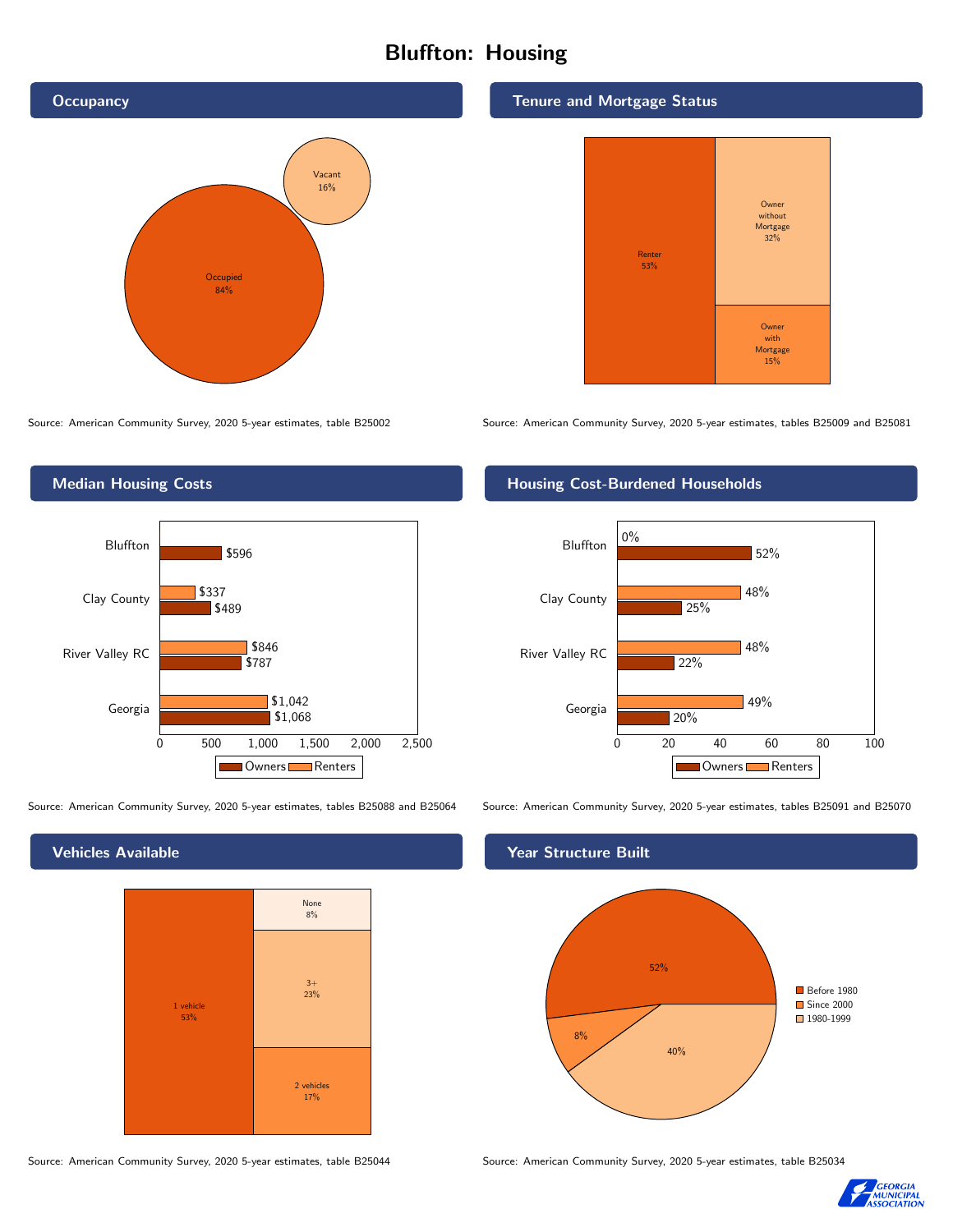# Bluffton: Housing

## Occupancy

Vacant
16%

Occupied
84%

Source: American Community Survey, 2020 5-year estimates, table B25002

## Tenure and Mortgage Status

Renter
53%

Owner without Mortgage
32%

Owner with Mortgage
15%

Source: American Community Survey, 2020 5-year estimates, tables B25009 and B25081

## Median Housing Costs

Bluffton
$596

Clay County
$337
$489

River Valley RC
$846
$787

Georgia
$1,042
$1,068

0 500 1,000 1,500 2,000 2,500

Owners Renters

Source: American Community Survey, 2020 5-year estimates, tables B25088 and B25064

## Housing Cost-Burdened Households

Bluffton
0%
52%

Clay County
48%
25%

River Valley RC
48%
22%

Georgia
49%
20%

0 20 40 60 80 100

Owners Renters

Source: American Community Survey, 2020 5-year estimates, tables B25091 and B25070

## Vehicles Available

1 vehicle
53%

None
8%

3+
23%

2 vehicles
17%

Source: American Community Survey, 2020 5-year estimates, table B25044

## Year Structure Built

52%

8%

40%

Before 1980
Since 2000
1980-1999

Source: American Community Survey, 2020 5-year estimates, table B25034

GEORGIA MUNICIPAL ASSOCIATION